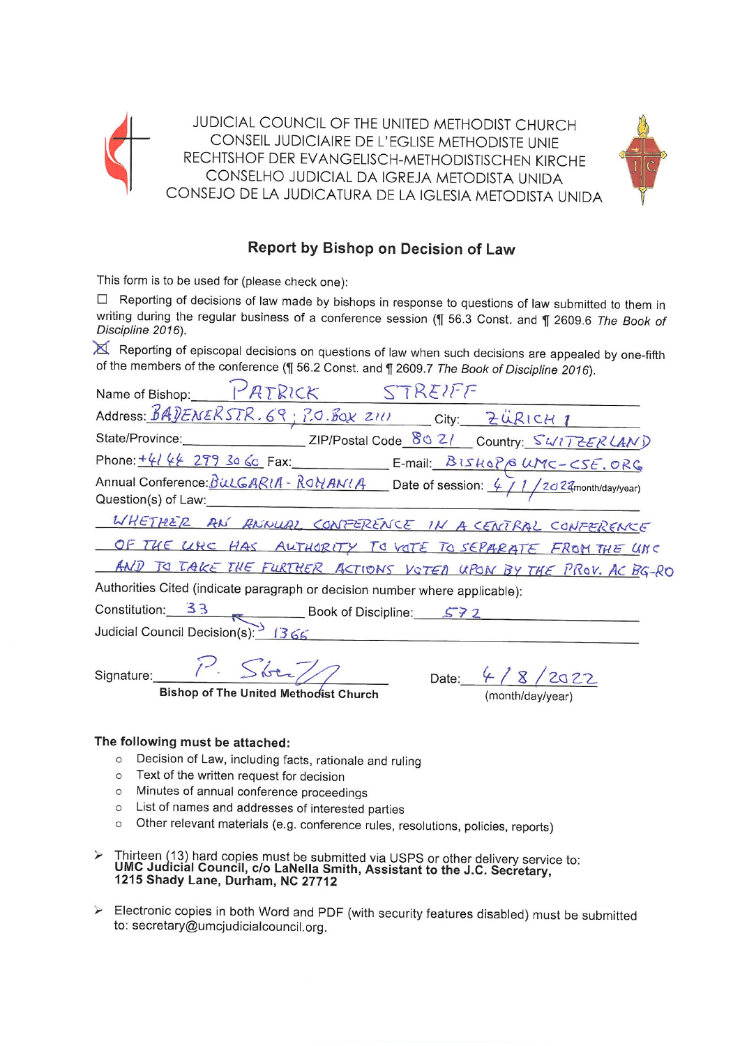JUDICIAL COUNCIL OF THE UNITED METHODIST CHURCH
CONSEIL JUDICIAIRE DE L'EGLISE METHODISTE UNIE
RECHTSHOF DER EVANGELISCH-METHODISTISCHEN KIRCHE
CONSELHO JUDICIAL DA IGREJA METODISTA UNIDA
CONSEJO DE LA JUDICATURA DE LA IGLESIA METODISTA UNIDA

## Report by Bishop on Decision of Law

This form is to be used for (please check one):

☐ Reporting of decisions of law made by bishops in response to questions of law submitted to them in writing during the regular business of a conference session (¶ 56.3 Const. and ¶ 2609.6 *The Book of Discipline 2016*).

☒ Reporting of episcopal decisions on questions of law when such decisions are appealed by one-fifth of the members of the conference (¶ 56.2 Const. and ¶ 2609.7 *The Book of Discipline 2016*).

Name of Bishop: PATRICK STREIFF

Address: BADENERSTR. 69; P.O. BOX 2111 City: ZÜRICH 1

State/Province: ZIP/Postal Code 8021 Country: SWITZERLAND

Phone: +41 44 299 30 60 Fax: E-mail: BISHOP@UMC-CSE.ORG

Annual Conference: BULGARIA-ROMANIA Date of session: 4/1/2022 (month/day/year)

Question(s) of Law:

WHETHER AN ANNUAL CONFERENCE IN A CENTRAL CONFERENCE OF THE UMC HAS AUTHORITY TO VOTE TO SEPARATE FROM THE UMC AND TO TAKE THE FURTHER ACTIONS VOTED UPON BY THE PROV. AC BG-RO

Authorities Cited (indicate paragraph or decision number where applicable):

Constitution: 33 Book of Discipline: 572

Judicial Council Decision(s): 1366

Signature: P. Streiff
**Bishop of The United Methodist Church**

Date: 4/8/2022 (month/day/year)

**The following must be attached:**

- Decision of Law, including facts, rationale and ruling
- Text of the written request for decision
- Minutes of annual conference proceedings
- List of names and addresses of interested parties
- Other relevant materials (e.g. conference rules, resolutions, policies, reports)

➢ Thirteen (13) hard copies must be submitted via USPS or other delivery service to:
**UMC Judicial Council, c/o LaNella Smith, Assistant to the J.C. Secretary,
1215 Shady Lane, Durham, NC 27712**

➢ Electronic copies in both Word and PDF (with security features disabled) must be submitted to: secretary@umcjudicialcouncil.org.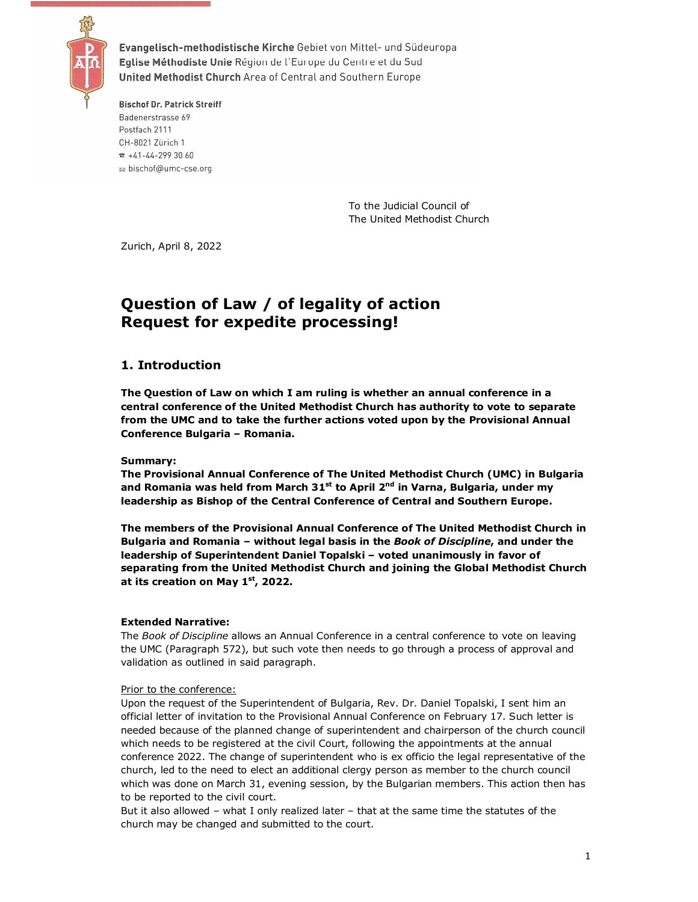Evangelisch-methodistische Kirche Gebiet von Mittel- und Südeuropa
Eglise Méthodiste Unie Région de l'Europe du Centre et du Sud
United Methodist Church Area of Central and Southern Europe

**Bischof Dr. Patrick Streiff**
Badenerstrasse 69
Postfach 2111
CH-8021 Zürich 1
☎ +41-44-299 30 60
✉ bischof@umc-cse.org

To the Judicial Council of
The United Methodist Church

Zurich, April 8, 2022

# Question of Law / of legality of action
# Request for expedite processing!

## 1. Introduction

**The Question of Law on which I am ruling is whether an annual conference in a central conference of the United Methodist Church has authority to vote to separate from the UMC and to take the further actions voted upon by the Provisional Annual Conference Bulgaria – Romania.**

**Summary:**
**The Provisional Annual Conference of The United Methodist Church (UMC) in Bulgaria and Romania was held from March 31st to April 2nd in Varna, Bulgaria, under my leadership as Bishop of the Central Conference of Central and Southern Europe.**

**The members of the Provisional Annual Conference of The United Methodist Church in Bulgaria and Romania – without legal basis in the *Book of Discipline*, and under the leadership of Superintendent Daniel Topalski – voted unanimously in favor of separating from the United Methodist Church and joining the Global Methodist Church at its creation on May 1st, 2022.**

**Extended Narrative:**
The *Book of Discipline* allows an Annual Conference in a central conference to vote on leaving the UMC (Paragraph 572), but such vote then needs to go through a process of approval and validation as outlined in said paragraph.

Prior to the conference:
Upon the request of the Superintendent of Bulgaria, Rev. Dr. Daniel Topalski, I sent him an official letter of invitation to the Provisional Annual Conference on February 17. Such letter is needed because of the planned change of superintendent and chairperson of the church council which needs to be registered at the civil Court, following the appointments at the annual conference 2022. The change of superintendent who is ex officio the legal representative of the church, led to the need to elect an additional clergy person as member to the church council which was done on March 31, evening session, by the Bulgarian members. This action then has to be reported to the civil court.
But it also allowed – what I only realized later – that at the same time the statutes of the church may be changed and submitted to the court.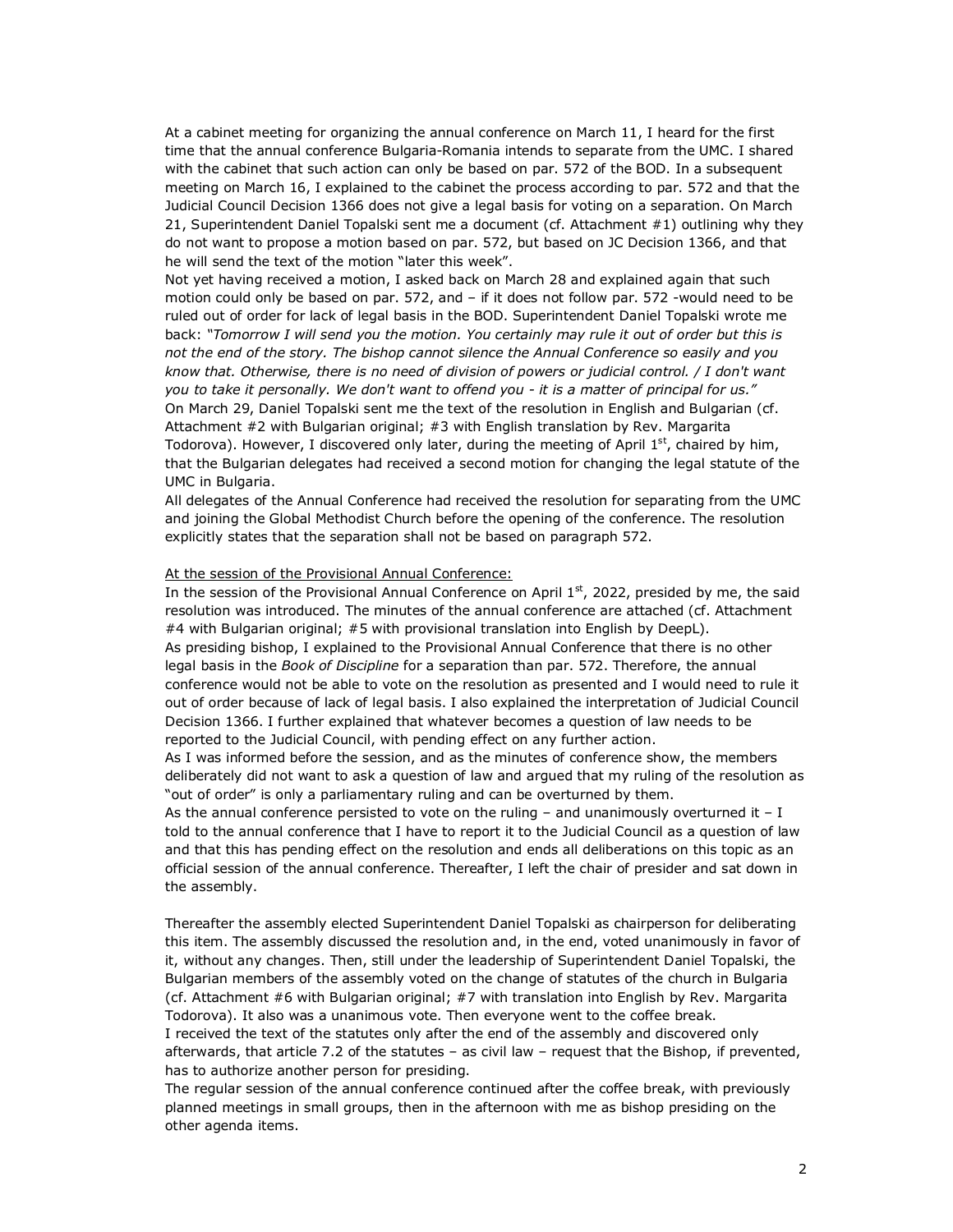At a cabinet meeting for organizing the annual conference on March 11, I heard for the first time that the annual conference Bulgaria-Romania intends to separate from the UMC. I shared with the cabinet that such action can only be based on par. 572 of the BOD. In a subsequent meeting on March 16, I explained to the cabinet the process according to par. 572 and that the Judicial Council Decision 1366 does not give a legal basis for voting on a separation. On March 21, Superintendent Daniel Topalski sent me a document (cf. Attachment #1) outlining why they do not want to propose a motion based on par. 572, but based on JC Decision 1366, and that he will send the text of the motion "later this week".

Not yet having received a motion, I asked back on March 28 and explained again that such motion could only be based on par. 572, and – if it does not follow par. 572 -would need to be ruled out of order for lack of legal basis in the BOD. Superintendent Daniel Topalski wrote me back: *"Tomorrow I will send you the motion. You certainly may rule it out of order but this is not the end of the story. The bishop cannot silence the Annual Conference so easily and you know that. Otherwise, there is no need of division of powers or judicial control. / I don't want you to take it personally. We don't want to offend you - it is a matter of principal for us."*

On March 29, Daniel Topalski sent me the text of the resolution in English and Bulgarian (cf. Attachment #2 with Bulgarian original; #3 with English translation by Rev. Margarita Todorova). However, I discovered only later, during the meeting of April 1st, chaired by him, that the Bulgarian delegates had received a second motion for changing the legal statute of the UMC in Bulgaria.

All delegates of the Annual Conference had received the resolution for separating from the UMC and joining the Global Methodist Church before the opening of the conference. The resolution explicitly states that the separation shall not be based on paragraph 572.

<u>At the session of the Provisional Annual Conference:</u>

In the session of the Provisional Annual Conference on April 1st, 2022, presided by me, the said resolution was introduced. The minutes of the annual conference are attached (cf. Attachment #4 with Bulgarian original; #5 with provisional translation into English by DeepL).

As presiding bishop, I explained to the Provisional Annual Conference that there is no other legal basis in the *Book of Discipline* for a separation than par. 572. Therefore, the annual conference would not be able to vote on the resolution as presented and I would need to rule it out of order because of lack of legal basis. I also explained the interpretation of Judicial Council Decision 1366. I further explained that whatever becomes a question of law needs to be reported to the Judicial Council, with pending effect on any further action.

As I was informed before the session, and as the minutes of conference show, the members deliberately did not want to ask a question of law and argued that my ruling of the resolution as "out of order" is only a parliamentary ruling and can be overturned by them.

As the annual conference persisted to vote on the ruling – and unanimously overturned it – I told to the annual conference that I have to report it to the Judicial Council as a question of law and that this has pending effect on the resolution and ends all deliberations on this topic as an official session of the annual conference. Thereafter, I left the chair of presider and sat down in the assembly.

Thereafter the assembly elected Superintendent Daniel Topalski as chairperson for deliberating this item. The assembly discussed the resolution and, in the end, voted unanimously in favor of it, without any changes. Then, still under the leadership of Superintendent Daniel Topalski, the Bulgarian members of the assembly voted on the change of statutes of the church in Bulgaria (cf. Attachment #6 with Bulgarian original; #7 with translation into English by Rev. Margarita Todorova). It also was a unanimous vote. Then everyone went to the coffee break.

I received the text of the statutes only after the end of the assembly and discovered only afterwards, that article 7.2 of the statutes – as civil law – request that the Bishop, if prevented, has to authorize another person for presiding.

The regular session of the annual conference continued after the coffee break, with previously planned meetings in small groups, then in the afternoon with me as bishop presiding on the other agenda items.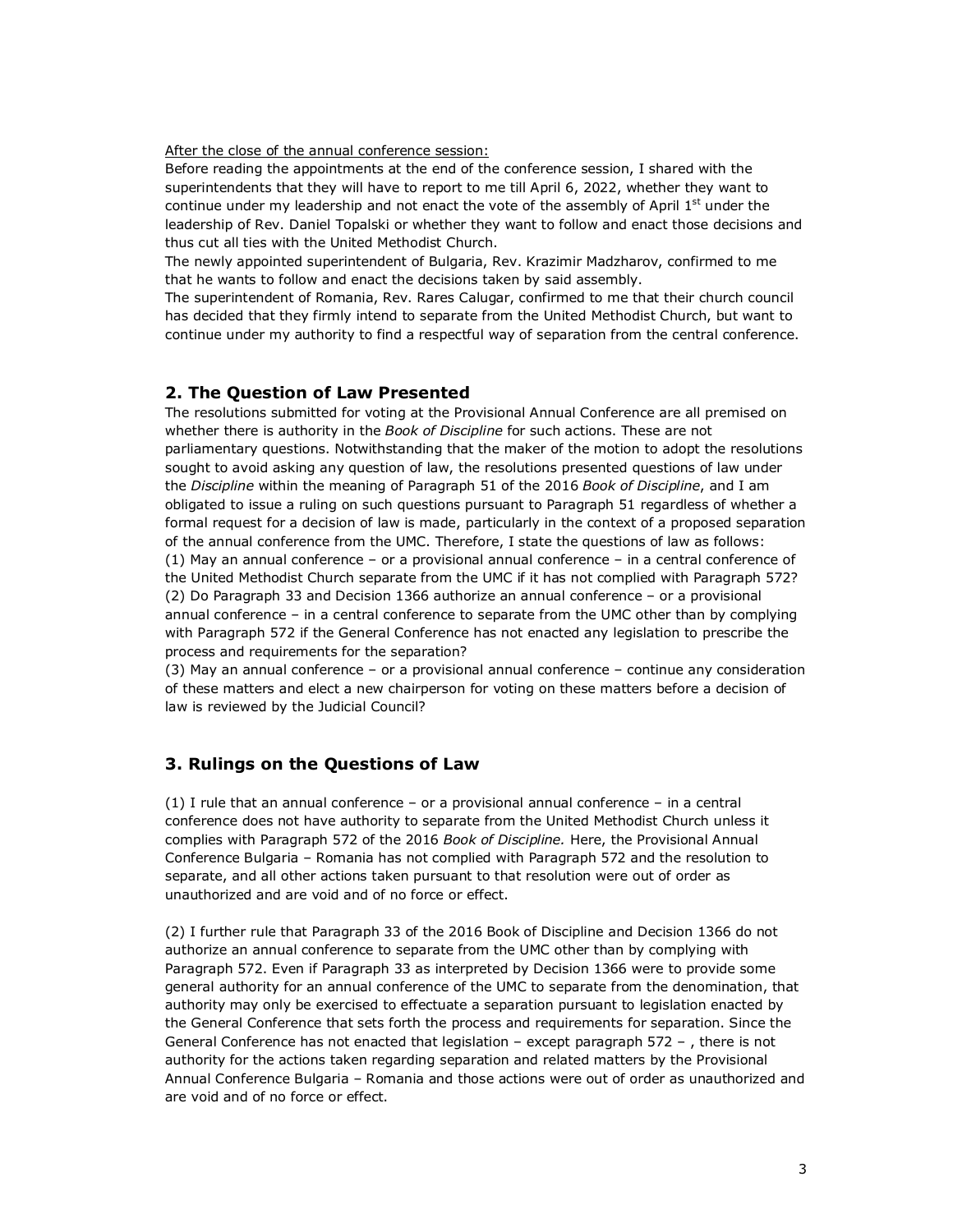After the close of the annual conference session:

Before reading the appointments at the end of the conference session, I shared with the superintendents that they will have to report to me till April 6, 2022, whether they want to continue under my leadership and not enact the vote of the assembly of April 1st under the leadership of Rev. Daniel Topalski or whether they want to follow and enact those decisions and thus cut all ties with the United Methodist Church.

The newly appointed superintendent of Bulgaria, Rev. Krazimir Madzharov, confirmed to me that he wants to follow and enact the decisions taken by said assembly.

The superintendent of Romania, Rev. Rares Calugar, confirmed to me that their church council has decided that they firmly intend to separate from the United Methodist Church, but want to continue under my authority to find a respectful way of separation from the central conference.

## 2. The Question of Law Presented

The resolutions submitted for voting at the Provisional Annual Conference are all premised on whether there is authority in the *Book of Discipline* for such actions. These are not parliamentary questions. Notwithstanding that the maker of the motion to adopt the resolutions sought to avoid asking any question of law, the resolutions presented questions of law under the *Discipline* within the meaning of Paragraph 51 of the 2016 *Book of Discipline*, and I am obligated to issue a ruling on such questions pursuant to Paragraph 51 regardless of whether a formal request for a decision of law is made, particularly in the context of a proposed separation of the annual conference from the UMC. Therefore, I state the questions of law as follows:

(1) May an annual conference – or a provisional annual conference – in a central conference of the United Methodist Church separate from the UMC if it has not complied with Paragraph 572?

(2) Do Paragraph 33 and Decision 1366 authorize an annual conference – or a provisional annual conference – in a central conference to separate from the UMC other than by complying with Paragraph 572 if the General Conference has not enacted any legislation to prescribe the process and requirements for the separation?

(3) May an annual conference – or a provisional annual conference – continue any consideration of these matters and elect a new chairperson for voting on these matters before a decision of law is reviewed by the Judicial Council?

## 3. Rulings on the Questions of Law

(1) I rule that an annual conference – or a provisional annual conference – in a central conference does not have authority to separate from the United Methodist Church unless it complies with Paragraph 572 of the 2016 *Book of Discipline.* Here, the Provisional Annual Conference Bulgaria – Romania has not complied with Paragraph 572 and the resolution to separate, and all other actions taken pursuant to that resolution were out of order as unauthorized and are void and of no force or effect.

(2) I further rule that Paragraph 33 of the 2016 Book of Discipline and Decision 1366 do not authorize an annual conference to separate from the UMC other than by complying with Paragraph 572. Even if Paragraph 33 as interpreted by Decision 1366 were to provide some general authority for an annual conference of the UMC to separate from the denomination, that authority may only be exercised to effectuate a separation pursuant to legislation enacted by the General Conference that sets forth the process and requirements for separation. Since the General Conference has not enacted that legislation – except paragraph 572 – , there is not authority for the actions taken regarding separation and related matters by the Provisional Annual Conference Bulgaria – Romania and those actions were out of order as unauthorized and are void and of no force or effect.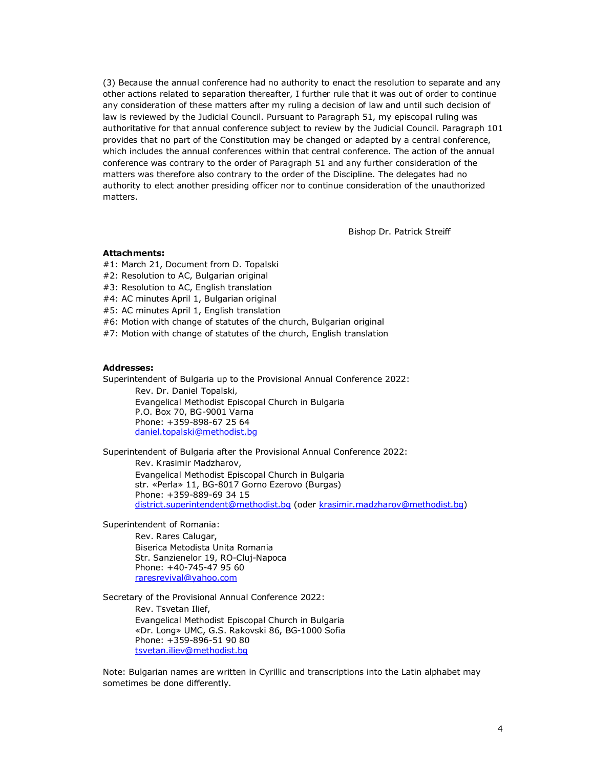(3) Because the annual conference had no authority to enact the resolution to separate and any other actions related to separation thereafter, I further rule that it was out of order to continue any consideration of these matters after my ruling a decision of law and until such decision of law is reviewed by the Judicial Council. Pursuant to Paragraph 51, my episcopal ruling was authoritative for that annual conference subject to review by the Judicial Council. Paragraph 101 provides that no part of the Constitution may be changed or adapted by a central conference, which includes the annual conferences within that central conference. The action of the annual conference was contrary to the order of Paragraph 51 and any further consideration of the matters was therefore also contrary to the order of the Discipline. The delegates had no authority to elect another presiding officer nor to continue consideration of the unauthorized matters.

Bishop Dr. Patrick Streiff

**Attachments:**

#1: March 21, Document from D. Topalski
#2: Resolution to AC, Bulgarian original
#3: Resolution to AC, English translation
#4: AC minutes April 1, Bulgarian original
#5: AC minutes April 1, English translation
#6: Motion with change of statutes of the church, Bulgarian original
#7: Motion with change of statutes of the church, English translation

**Addresses:**

Superintendent of Bulgaria up to the Provisional Annual Conference 2022:

Rev. Dr. Daniel Topalski,
Evangelical Methodist Episcopal Church in Bulgaria
P.O. Box 70, BG-9001 Varna
Phone: +359-898-67 25 64
daniel.topalski@methodist.bg

Superintendent of Bulgaria after the Provisional Annual Conference 2022:

Rev. Krasimir Madzharov,
Evangelical Methodist Episcopal Church in Bulgaria
str. «Perla» 11, BG-8017 Gorno Ezerovo (Burgas)
Phone: +359-889-69 34 15
district.superintendent@methodist.bg (oder krasimir.madzharov@methodist.bg)

Superintendent of Romania:

Rev. Rares Calugar,
Biserica Metodista Unita Romania
Str. Sanzienelor 19, RO-Cluj-Napoca
Phone: +40-745-47 95 60
raresrevival@yahoo.com

Secretary of the Provisional Annual Conference 2022:

Rev. Tsvetan Ilief,
Evangelical Methodist Episcopal Church in Bulgaria
«Dr. Long» UMC, G.S. Rakovski 86, BG-1000 Sofia
Phone: +359-896-51 90 80
tsvetan.iliev@methodist.bg

Note: Bulgarian names are written in Cyrillic and transcriptions into the Latin alphabet may sometimes be done differently.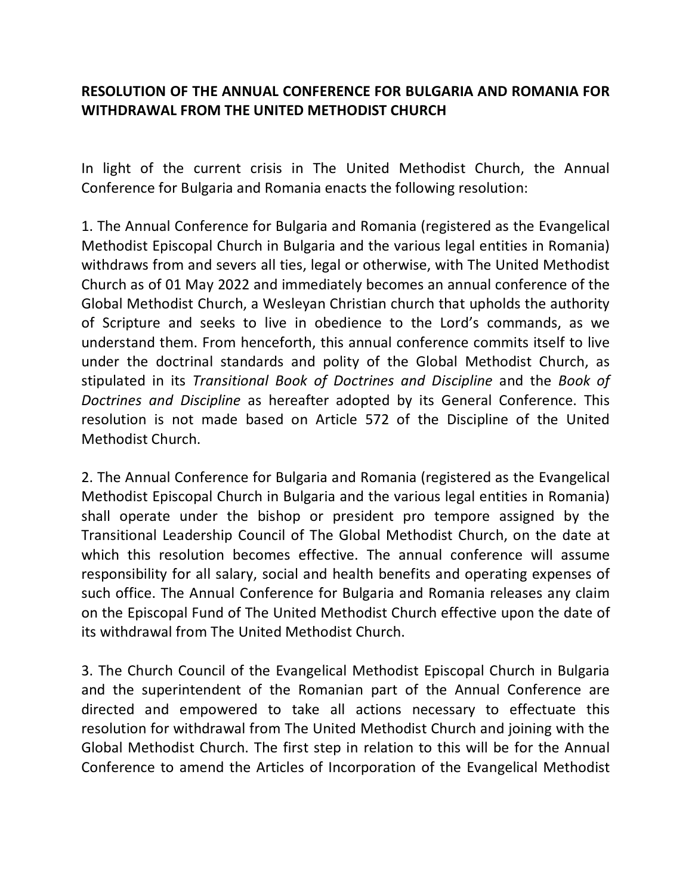**RESOLUTION OF THE ANNUAL CONFERENCE FOR BULGARIA AND ROMANIA FOR WITHDRAWAL FROM THE UNITED METHODIST CHURCH**

In light of the current crisis in The United Methodist Church, the Annual Conference for Bulgaria and Romania enacts the following resolution:

1. The Annual Conference for Bulgaria and Romania (registered as the Evangelical Methodist Episcopal Church in Bulgaria and the various legal entities in Romania) withdraws from and severs all ties, legal or otherwise, with The United Methodist Church as of 01 May 2022 and immediately becomes an annual conference of the Global Methodist Church, a Wesleyan Christian church that upholds the authority of Scripture and seeks to live in obedience to the Lord's commands, as we understand them. From henceforth, this annual conference commits itself to live under the doctrinal standards and polity of the Global Methodist Church, as stipulated in its *Transitional Book of Doctrines and Discipline* and the *Book of Doctrines and Discipline* as hereafter adopted by its General Conference. This resolution is not made based on Article 572 of the Discipline of the United Methodist Church.

2. The Annual Conference for Bulgaria and Romania (registered as the Evangelical Methodist Episcopal Church in Bulgaria and the various legal entities in Romania) shall operate under the bishop or president pro tempore assigned by the Transitional Leadership Council of The Global Methodist Church, on the date at which this resolution becomes effective. The annual conference will assume responsibility for all salary, social and health benefits and operating expenses of such office. The Annual Conference for Bulgaria and Romania releases any claim on the Episcopal Fund of The United Methodist Church effective upon the date of its withdrawal from The United Methodist Church.

3. The Church Council of the Evangelical Methodist Episcopal Church in Bulgaria and the superintendent of the Romanian part of the Annual Conference are directed and empowered to take all actions necessary to effectuate this resolution for withdrawal from The United Methodist Church and joining with the Global Methodist Church. The first step in relation to this will be for the Annual Conference to amend the Articles of Incorporation of the Evangelical Methodist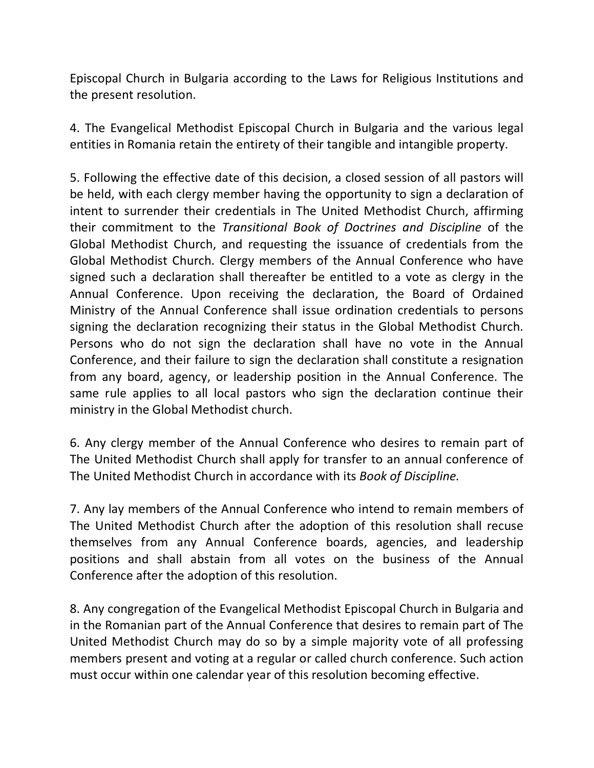Episcopal Church in Bulgaria according to the Laws for Religious Institutions and the present resolution.

4. The Evangelical Methodist Episcopal Church in Bulgaria and the various legal entities in Romania retain the entirety of their tangible and intangible property.

5. Following the effective date of this decision, a closed session of all pastors will be held, with each clergy member having the opportunity to sign a declaration of intent to surrender their credentials in The United Methodist Church, affirming their commitment to the *Transitional Book of Doctrines and Discipline* of the Global Methodist Church, and requesting the issuance of credentials from the Global Methodist Church. Clergy members of the Annual Conference who have signed such a declaration shall thereafter be entitled to a vote as clergy in the Annual Conference. Upon receiving the declaration, the Board of Ordained Ministry of the Annual Conference shall issue ordination credentials to persons signing the declaration recognizing their status in the Global Methodist Church. Persons who do not sign the declaration shall have no vote in the Annual Conference, and their failure to sign the declaration shall constitute a resignation from any board, agency, or leadership position in the Annual Conference. The same rule applies to all local pastors who sign the declaration continue their ministry in the Global Methodist church.

6. Any clergy member of the Annual Conference who desires to remain part of The United Methodist Church shall apply for transfer to an annual conference of The United Methodist Church in accordance with its *Book of Discipline.*

7. Any lay members of the Annual Conference who intend to remain members of The United Methodist Church after the adoption of this resolution shall recuse themselves from any Annual Conference boards, agencies, and leadership positions and shall abstain from all votes on the business of the Annual Conference after the adoption of this resolution.

8. Any congregation of the Evangelical Methodist Episcopal Church in Bulgaria and in the Romanian part of the Annual Conference that desires to remain part of The United Methodist Church may do so by a simple majority vote of all professing members present and voting at a regular or called church conference. Such action must occur within one calendar year of this resolution becoming effective.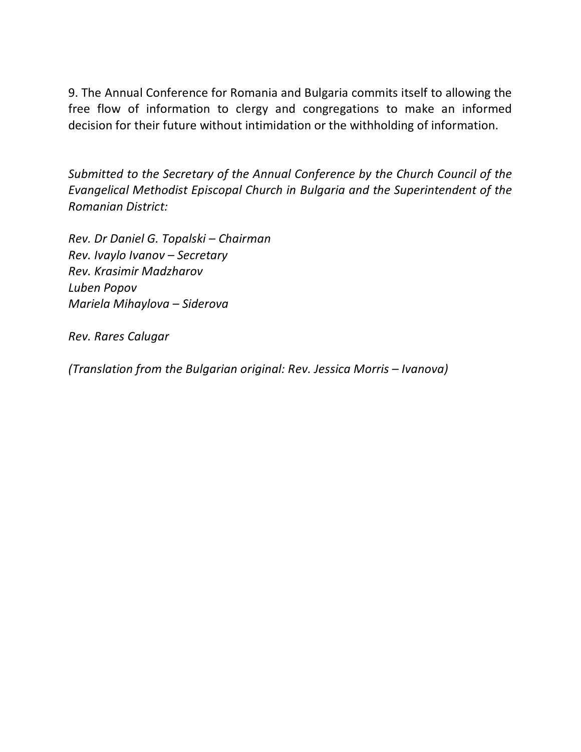9. The Annual Conference for Romania and Bulgaria commits itself to allowing the free flow of information to clergy and congregations to make an informed decision for their future without intimidation or the withholding of information.

*Submitted to the Secretary of the Annual Conference by the Church Council of the Evangelical Methodist Episcopal Church in Bulgaria and the Superintendent of the Romanian District:*

*Rev. Dr Daniel G. Topalski – Chairman*
*Rev. Ivaylo Ivanov – Secretary*
*Rev. Krasimir Madzharov*
*Luben Popov*
*Mariela Mihaylova – Siderova*

*Rev. Rares Calugar*

*(Translation from the Bulgarian original: Rev. Jessica Morris – Ivanova)*